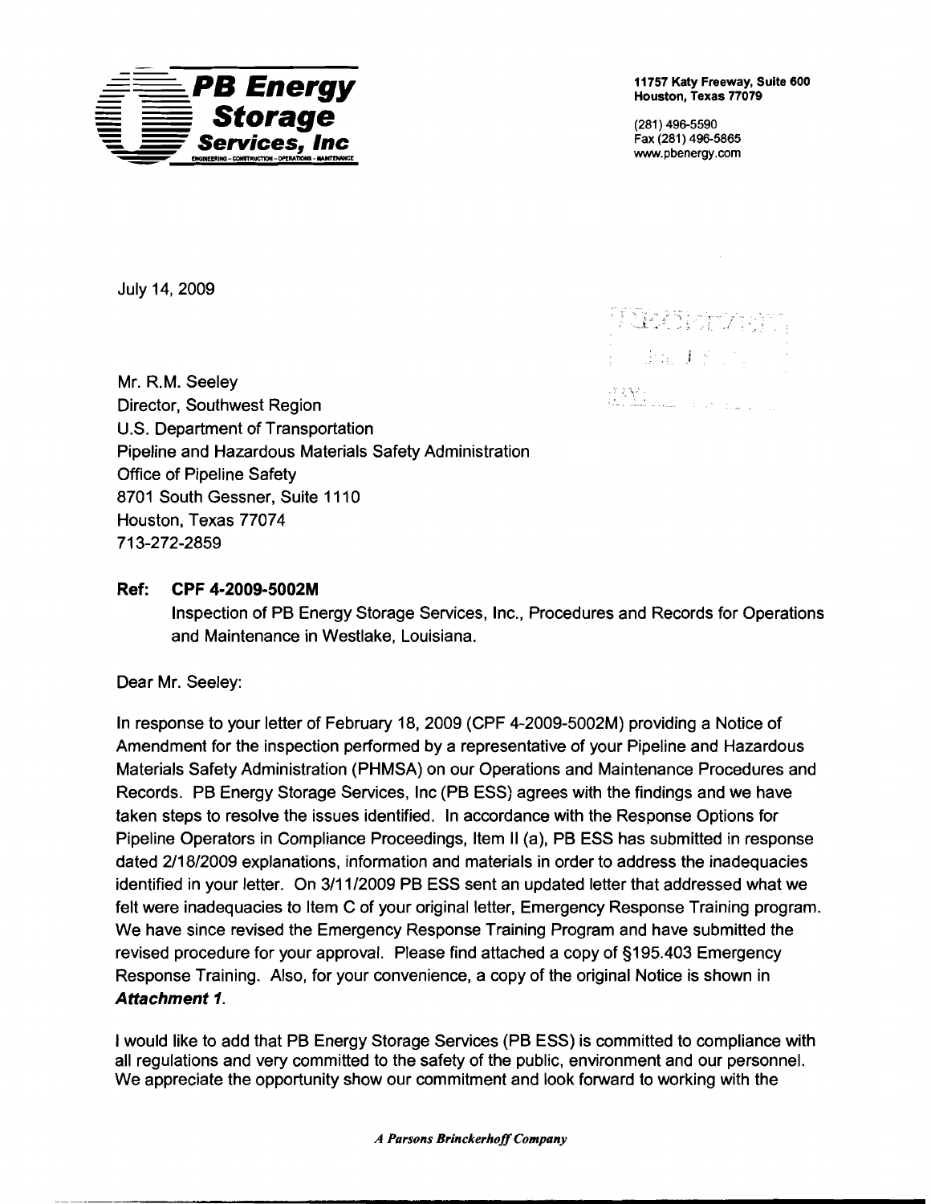**PB Energy Storage Services, Inc**
ENGINEERING - CONSTRUCTION - OPERATIONS - MAINTENANCE

11757 Katy Freeway, Suite 600
Houston, Texas 77079

(281) 496-5590
Fax (281) 496-5865
www.pbenergy.com

July 14, 2009

Mr. R.M. Seeley
Director, Southwest Region
U.S. Department of Transportation
Pipeline and Hazardous Materials Safety Administration
Office of Pipeline Safety
8701 South Gessner, Suite 1110
Houston, Texas 77074
713-272-2859

**Ref: CPF 4-2009-5002M**
Inspection of PB Energy Storage Services, Inc., Procedures and Records for Operations and Maintenance in Westlake, Louisiana.

Dear Mr. Seeley:

In response to your letter of February 18, 2009 (CPF 4-2009-5002M) providing a Notice of Amendment for the inspection performed by a representative of your Pipeline and Hazardous Materials Safety Administration (PHMSA) on our Operations and Maintenance Procedures and Records. PB Energy Storage Services, Inc (PB ESS) agrees with the findings and we have taken steps to resolve the issues identified. In accordance with the Response Options for Pipeline Operators in Compliance Proceedings, Item II (a), PB ESS has submitted in response dated 2/18/2009 explanations, information and materials in order to address the inadequacies identified in your letter. On 3/11/2009 PB ESS sent an updated letter that addressed what we felt were inadequacies to Item C of your original letter, Emergency Response Training program. We have since revised the Emergency Response Training Program and have submitted the revised procedure for your approval. Please find attached a copy of §195.403 Emergency Response Training. Also, for your convenience, a copy of the original Notice is shown in ***Attachment 1***.

I would like to add that PB Energy Storage Services (PB ESS) is committed to compliance with all regulations and very committed to the safety of the public, environment and our personnel. We appreciate the opportunity show our commitment and look forward to working with the

*A Parsons Brinckerhoff Company*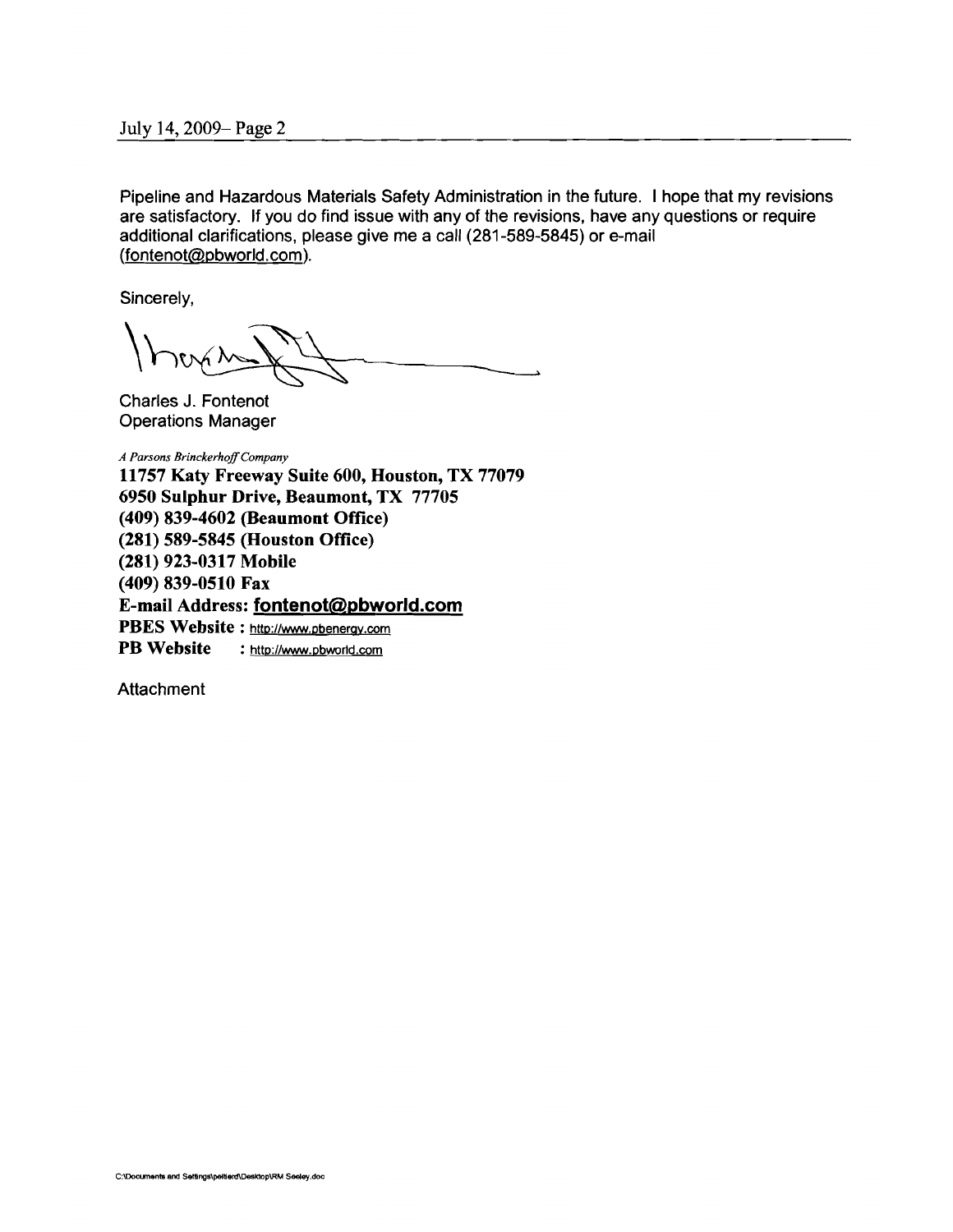Pipeline and Hazardous Materials Safety Administration in the future. I hope that my revisions are satisfactory. If you do find issue with any of the revisions, have any questions or require additional clarifications, please give me a call (281-589-5845) or e-mail (fontenot@pbworld.com).

Sincerely,

Charles J. Fontenot
Operations Manager

*A Parsons Brinckerhoff Company*
**11757 Katy Freeway Suite 600, Houston, TX 77079**
**6950 Sulphur Drive, Beaumont, TX 77705**
**(409) 839-4602 (Beaumont Office)**
**(281) 589-5845 (Houston Office)**
**(281) 923-0317 Mobile**
**(409) 839-0510 Fax**
**E-mail Address: fontenot@pbworld.com**
**PBES Website** : http://www.pbenergy.com
**PB Website** : http://www.pbworld.com

Attachment

C:\Documents and Settings\peltierd\Desktop\RM Seeley.doc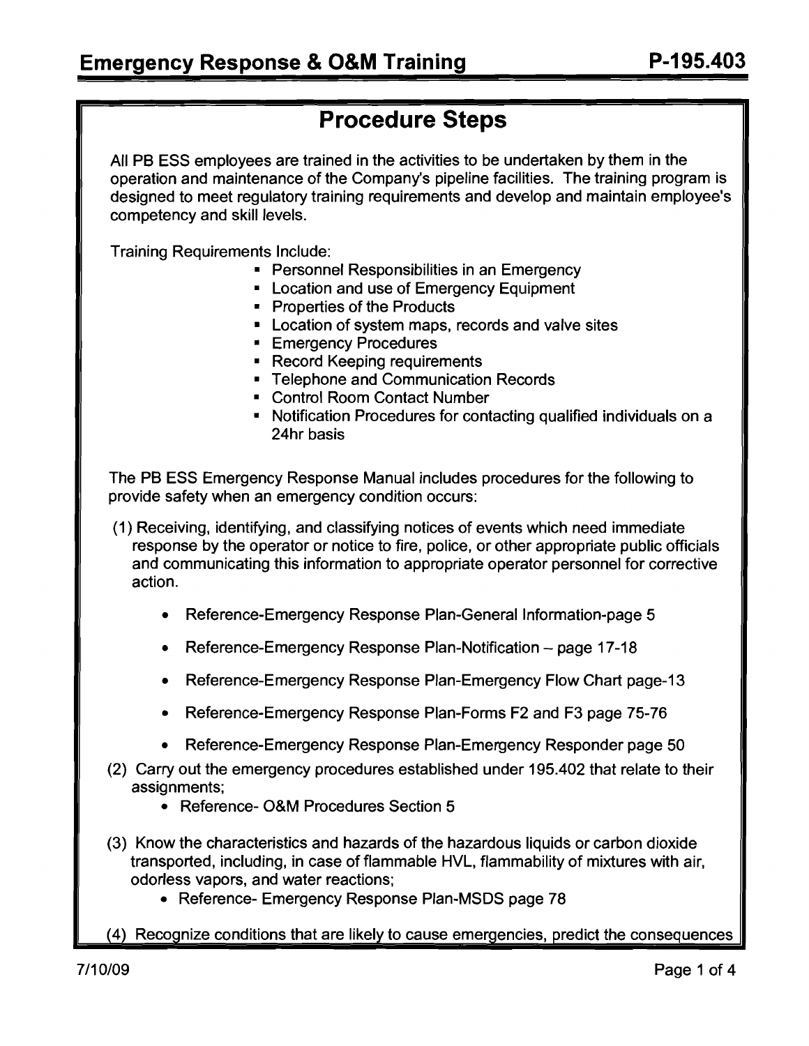# Emergency Response & O&M Training

# P-195.403

## Procedure Steps

All PB ESS employees are trained in the activities to be undertaken by them in the operation and maintenance of the Company's pipeline facilities. The training program is designed to meet regulatory training requirements and develop and maintain employee's competency and skill levels.

Training Requirements Include:

- Personnel Responsibilities in an Emergency
- Location and use of Emergency Equipment
- Properties of the Products
- Location of system maps, records and valve sites
- Emergency Procedures
- Record Keeping requirements
- Telephone and Communication Records
- Control Room Contact Number
- Notification Procedures for contacting qualified individuals on a 24hr basis

The PB ESS Emergency Response Manual includes procedures for the following to provide safety when an emergency condition occurs:

(1) Receiving, identifying, and classifying notices of events which need immediate response by the operator or notice to fire, police, or other appropriate public officials and communicating this information to appropriate operator personnel for corrective action.

- Reference-Emergency Response Plan-General Information-page 5
- Reference-Emergency Response Plan-Notification – page 17-18
- Reference-Emergency Response Plan-Emergency Flow Chart page-13
- Reference-Emergency Response Plan-Forms F2 and F3 page 75-76
- Reference-Emergency Response Plan-Emergency Responder page 50

(2) Carry out the emergency procedures established under 195.402 that relate to their assignments;

- Reference- O&M Procedures Section 5

(3) Know the characteristics and hazards of the hazardous liquids or carbon dioxide transported, including, in case of flammable HVL, flammability of mixtures with air, odorless vapors, and water reactions;

- Reference- Emergency Response Plan-MSDS page 78

(4) Recognize conditions that are likely to cause emergencies, predict the consequences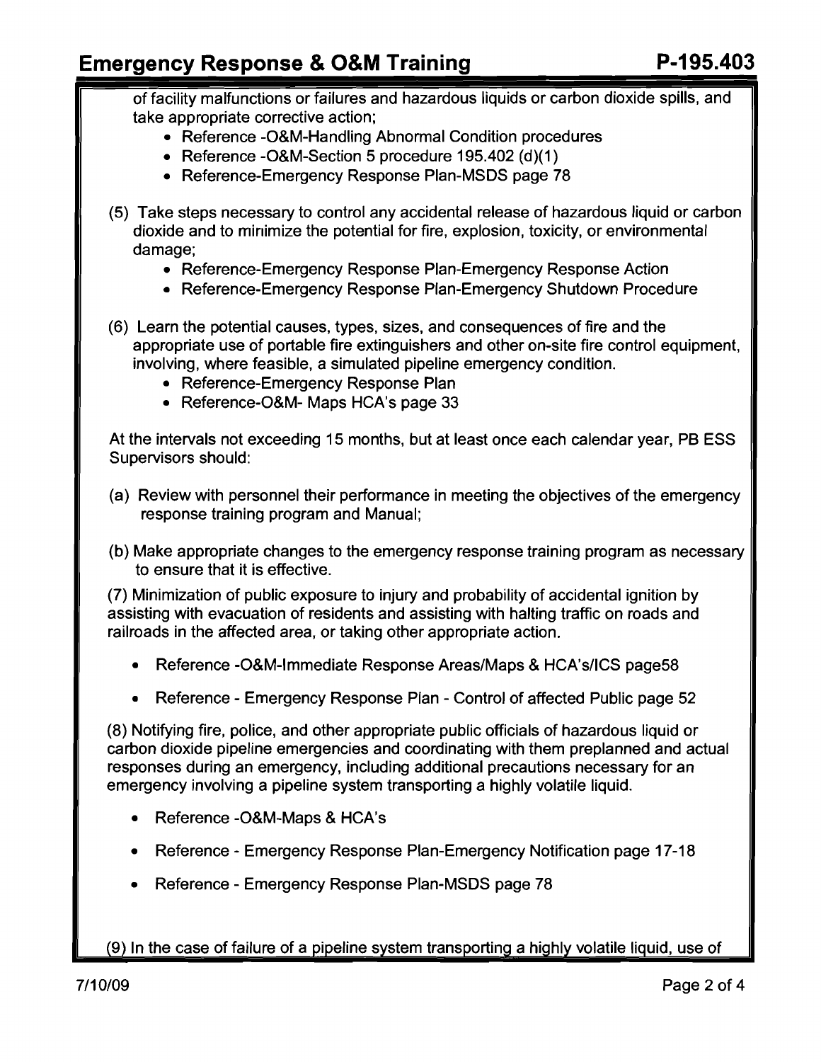of facility malfunctions or failures and hazardous liquids or carbon dioxide spills, and take appropriate corrective action;

- Reference -O&M-Handling Abnormal Condition procedures
- Reference -O&M-Section 5 procedure 195.402 (d)(1)
- Reference-Emergency Response Plan-MSDS page 78

(5) Take steps necessary to control any accidental release of hazardous liquid or carbon dioxide and to minimize the potential for fire, explosion, toxicity, or environmental damage;

- Reference-Emergency Response Plan-Emergency Response Action
- Reference-Emergency Response Plan-Emergency Shutdown Procedure

(6) Learn the potential causes, types, sizes, and consequences of fire and the appropriate use of portable fire extinguishers and other on-site fire control equipment, involving, where feasible, a simulated pipeline emergency condition.

- Reference-Emergency Response Plan
- Reference-O&M- Maps HCA's page 33

At the intervals not exceeding 15 months, but at least once each calendar year, PB ESS Supervisors should:

(a) Review with personnel their performance in meeting the objectives of the emergency response training program and Manual;

(b) Make appropriate changes to the emergency response training program as necessary to ensure that it is effective.

(7) Minimization of public exposure to injury and probability of accidental ignition by assisting with evacuation of residents and assisting with halting traffic on roads and railroads in the affected area, or taking other appropriate action.

- Reference -O&M-Immediate Response Areas/Maps & HCA's/ICS page58
- Reference - Emergency Response Plan - Control of affected Public page 52

(8) Notifying fire, police, and other appropriate public officials of hazardous liquid or carbon dioxide pipeline emergencies and coordinating with them preplanned and actual responses during an emergency, including additional precautions necessary for an emergency involving a pipeline system transporting a highly volatile liquid.

- Reference -O&M-Maps & HCA's
- Reference - Emergency Response Plan-Emergency Notification page 17-18
- Reference - Emergency Response Plan-MSDS page 78

(9) In the case of failure of a pipeline system transporting a highly volatile liquid, use of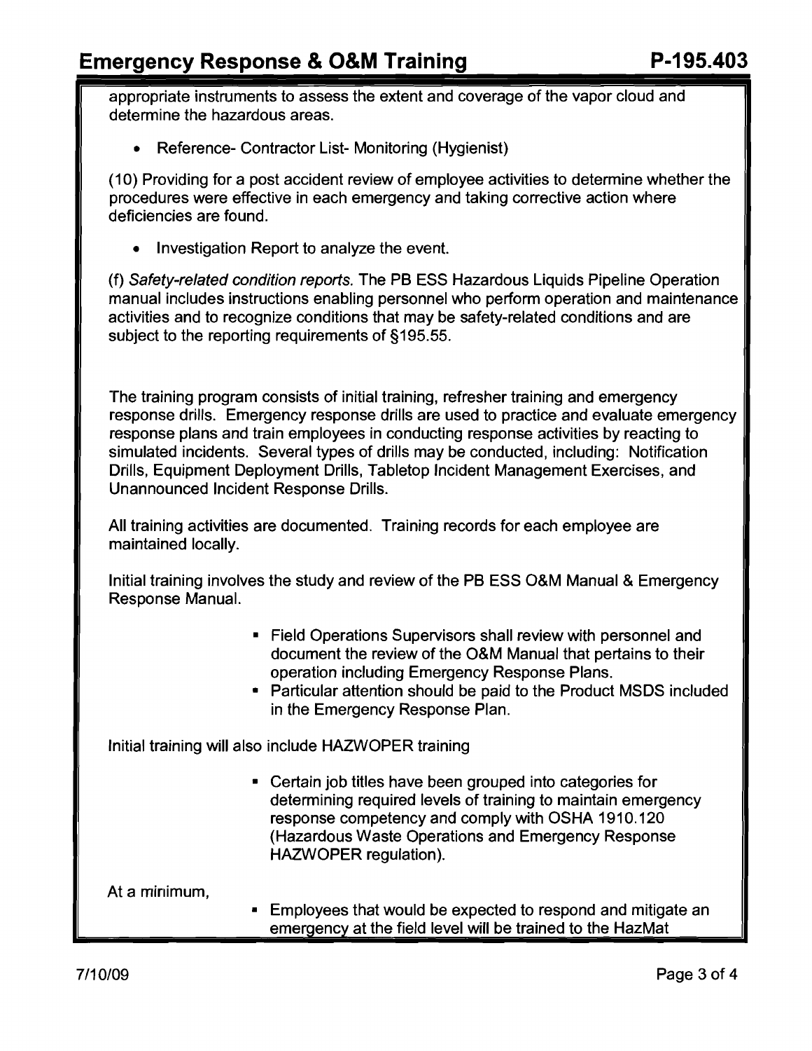appropriate instruments to assess the extent and coverage of the vapor cloud and determine the hazardous areas.

- Reference- Contractor List- Monitoring (Hygienist)

(10) Providing for a post accident review of employee activities to determine whether the procedures were effective in each emergency and taking corrective action where deficiencies are found.

- Investigation Report to analyze the event.

(f) *Safety-related condition reports.* The PB ESS Hazardous Liquids Pipeline Operation manual includes instructions enabling personnel who perform operation and maintenance activities and to recognize conditions that may be safety-related conditions and are subject to the reporting requirements of §195.55.

The training program consists of initial training, refresher training and emergency response drills. Emergency response drills are used to practice and evaluate emergency response plans and train employees in conducting response activities by reacting to simulated incidents. Several types of drills may be conducted, including: Notification Drills, Equipment Deployment Drills, Tabletop Incident Management Exercises, and Unannounced Incident Response Drills.

All training activities are documented. Training records for each employee are maintained locally.

Initial training involves the study and review of the PB ESS O&M Manual & Emergency Response Manual.

- Field Operations Supervisors shall review with personnel and document the review of the O&M Manual that pertains to their operation including Emergency Response Plans.
- Particular attention should be paid to the Product MSDS included in the Emergency Response Plan.

Initial training will also include HAZWOPER training

- Certain job titles have been grouped into categories for determining required levels of training to maintain emergency response competency and comply with OSHA 1910.120 (Hazardous Waste Operations and Emergency Response HAZWOPER regulation).

At a minimum,

- Employees that would be expected to respond and mitigate an emergency at the field level will be trained to the HazMat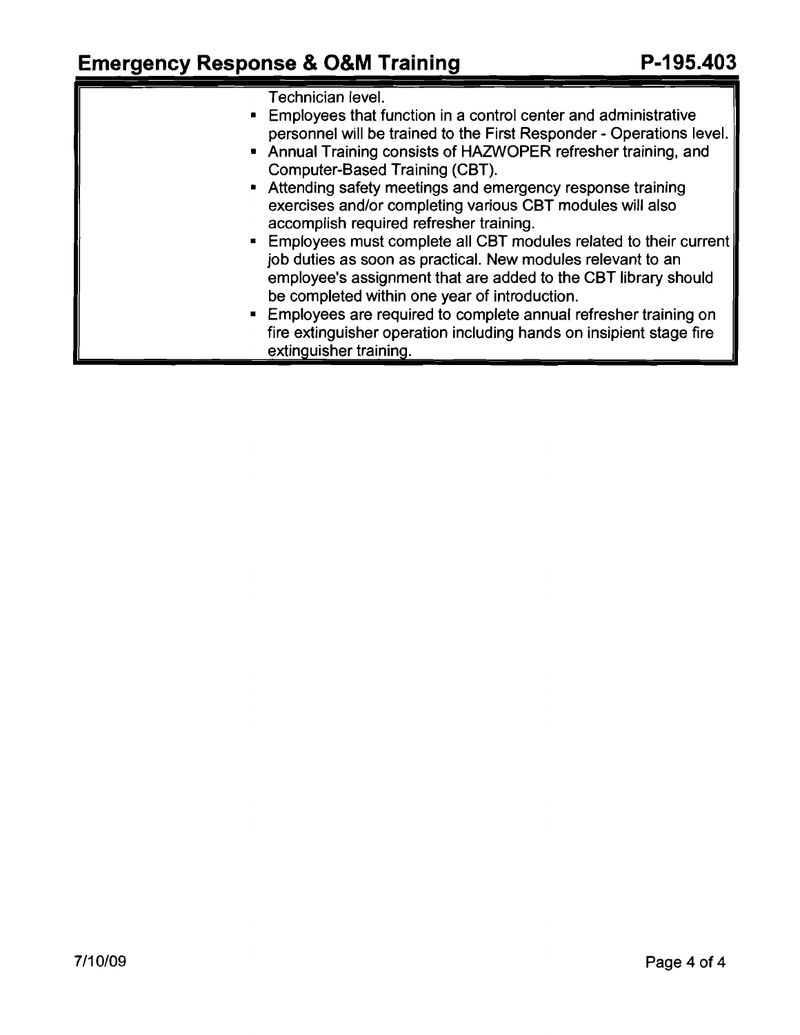| | |
|---|---|
| | Technician level.<br>• Employees that function in a control center and administrative personnel will be trained to the First Responder - Operations level.<br>• Annual Training consists of HAZWOPER refresher training, and Computer-Based Training (CBT).<br>• Attending safety meetings and emergency response training exercises and/or completing various CBT modules will also accomplish required refresher training.<br>• Employees must complete all CBT modules related to their current job duties as soon as practical. New modules relevant to an employee's assignment that are added to the CBT library should be completed within one year of introduction.<br>• Employees are required to complete annual refresher training on fire extinguisher operation including hands on insipient stage fire extinguisher training. |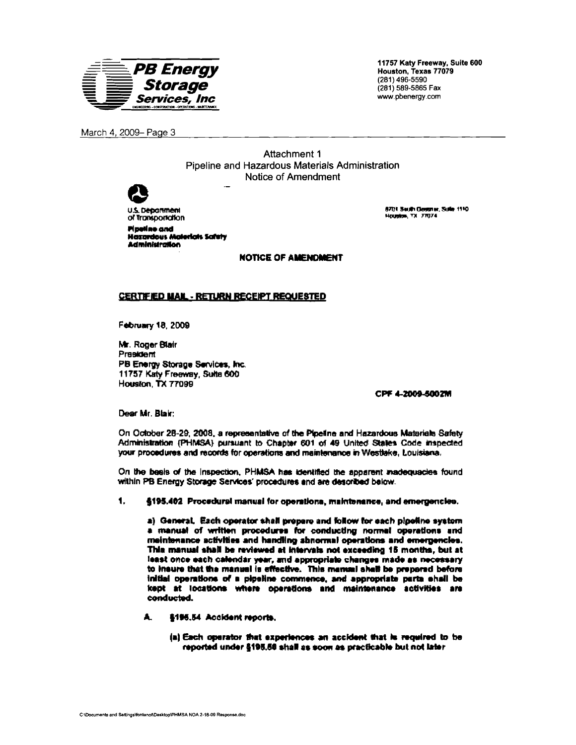PB Energy Storage Services, Inc

ENGINEERING - CONSTRUCTION - OPERATIONS - MAINTENANCE

11757 Katy Freeway, Suite 600
Houston, Texas 77079
(281) 496-5590
(281) 589-5865 Fax
www.pbenergy.com

March 4, 2009– Page 3

Attachment 1
Pipeline and Hazardous Materials Administration
Notice of Amendment

U.S. Department of Transportation

Pipeline and Hazardous Materials Safety Administration

8701 South Gessner, Suite 1110
Houston, TX 77074

**NOTICE OF AMENDMENT**

**CERTIFIED MAIL - RETURN RECEIPT REQUESTED**

February 18, 2009

Mr. Roger Blair
President
PB Energy Storage Services, Inc.
11757 Katy Freeway, Suite 600
Houston, TX 77099

**CPF 4-2009-5002M**

Dear Mr. Blair:

On October 28-29, 2008, a representative of the Pipeline and Hazardous Materials Safety Administration (PHMSA) pursuant to Chapter 601 of 49 United States Code inspected your procedures and records for operations and maintenance in Westlake, Louisiana.

On the basis of the inspection, PHMSA has identified the apparent inadequacies found within PB Energy Storage Services' procedures and are described below.

1. **§195.402 Procedural manual for operations, maintenance, and emergencies.**

   **a) General. Each operator shall prepare and follow for each pipeline system a manual of written procedures for conducting normal operations and maintenance activities and handling abnormal operations and emergencies. This manual shall be reviewed at intervals not exceeding 15 months, but at least once each calendar year, and appropriate changes made as necessary to insure that the manual is effective. This manual shall be prepared before initial operations of a pipeline commence, and appropriate parts shall be kept at locations where operations and maintenance activities are conducted.**

   **A. §195.54 Accident reports.**

      **(a) Each operator that experiences an accident that is required to be reported under §195.50 shall as soon as practicable but not later**

C:\Documents and Settings\fontenot\Desktop\PHMSA NOA 2-18-09 Response.doc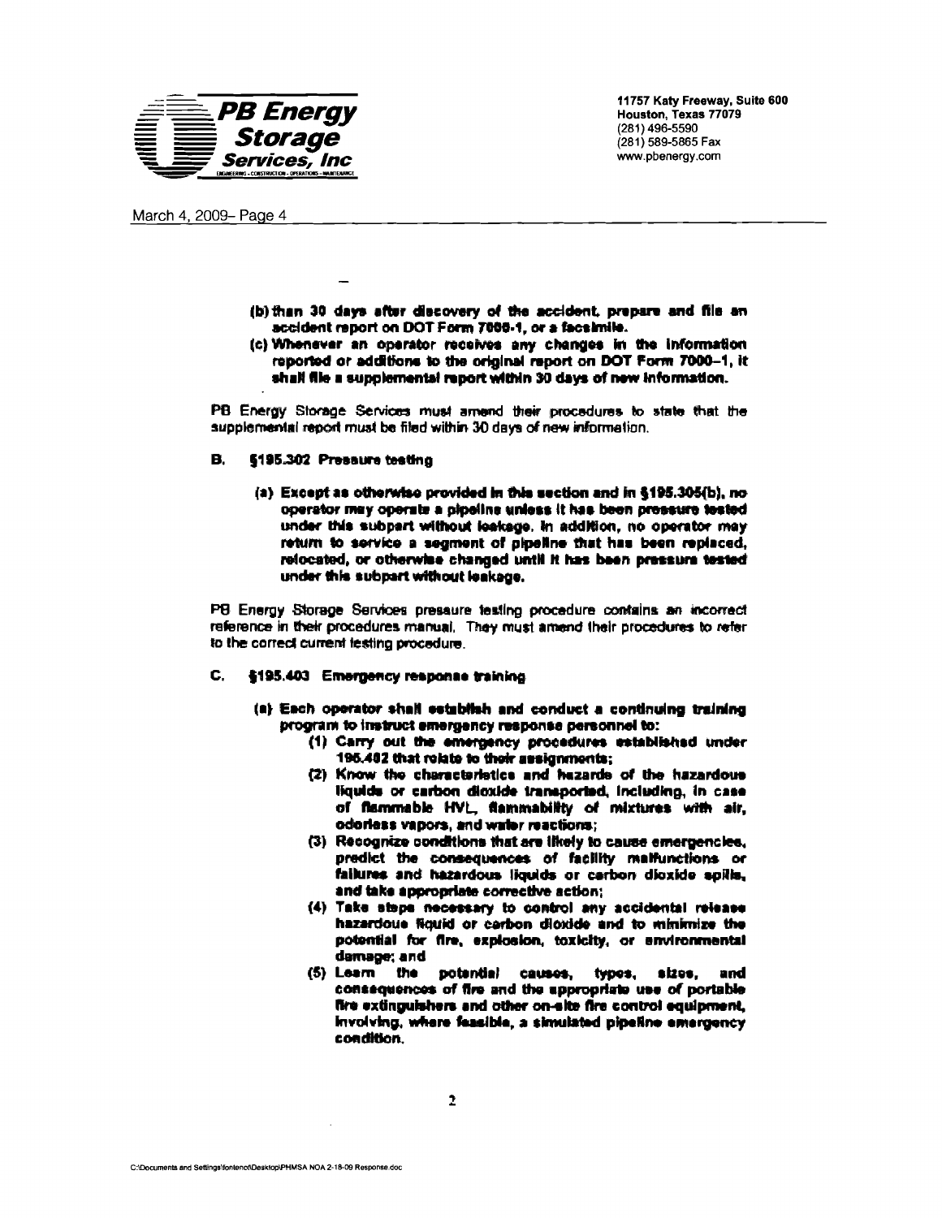**PB Energy Storage Services, Inc**

ENGINEERING · CONSTRUCTION · OPERATIONS · MAINTENANCE

11757 Katy Freeway, Suite 600
Houston, Texas 77079
(281) 496-5590
(281) 589-5865 Fax
www.pbenergy.com

March 4, 2009– Page 4

**(b) than 30 days after discovery of the accident, prepare and file an accident report on DOT Form 7000-1, or a facsimile.**

**(c) Whenever an operator receives any changes in the information reported or additions to the original report on DOT Form 7000–1, it shall file a supplemental report within 30 days of new information.**

PB Energy Storage Services must amend their procedures to state that the supplemental report must be filed within 30 days of new information.

**B. §195.302 Pressure testing**

**(a) Except as otherwise provided in this section and in §195.305(b), no operator may operate a pipeline unless it has been pressure tested under this subpart without leakage. In addition, no operator may return to service a segment of pipeline that has been replaced, relocated, or otherwise changed until it has been pressure tested under this subpart without leakage.**

PB Energy Storage Services pressure testing procedure contains an incorrect reference in their procedures manual. They must amend their procedures to refer to the correct current testing procedure.

**C. §195.403 Emergency response training**

**(a) Each operator shall establish and conduct a continuing training program to instruct emergency response personnel to:**

**(1) Carry out the emergency procedures established under 195.402 that relate to their assignments;**

**(2) Know the characteristics and hazards of the hazardous liquids or carbon dioxide transported, including, in case of flammable HVL, flammability of mixtures with air, odorless vapors, and water reactions;**

**(3) Recognize conditions that are likely to cause emergencies, predict the consequences of facility malfunctions or failures and hazardous liquids or carbon dioxide spills, and take appropriate corrective action;**

**(4) Take steps necessary to control any accidental release hazardous liquid or carbon dioxide and to minimize the potential for fire, explosion, toxicity, or environmental damage; and**

**(5) Learn the potential causes, types, sizes, and consequences of fire and the appropriate use of portable fire extinguishers and other on-site fire control equipment, involving, where feasible, a simulated pipeline emergency condition.**

C:\Documents and Settings\fontenot\Desktop\PHMSA NOA 2-18-09 Response.doc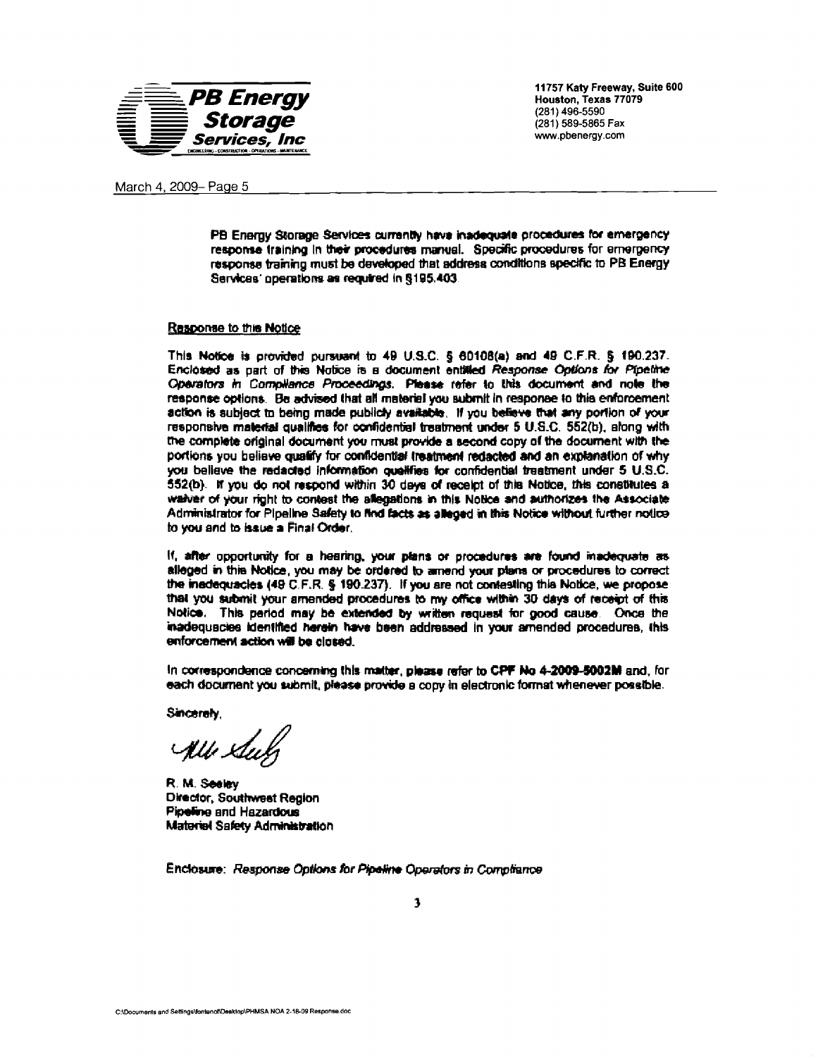PB Energy Storage Services, Inc

11757 Katy Freeway, Suite 600
Houston, Texas 77079
(281) 496-5590
(281) 589-5865 Fax
www.pbenergy.com

March 4, 2009– Page 5

PB Energy Storage Services currently have inadequate procedures for emergency response training in their procedures manual. Specific procedures for emergency response training must be developed that address conditions specific to PB Energy Services' operations as required in §195.403.

Response to this Notice

This Notice is provided pursuant to 49 U.S.C. § 60108(a) and 49 C.F.R. § 190.237. Enclosed as part of this Notice is a document entitled *Response Options for Pipeline Operators in Compliance Proceedings*. Please refer to this document and note the response options. Be advised that all material you submit in response to this enforcement action is subject to being made publicly available. If you believe that any portion of your responsive material qualifies for confidential treatment under 5 U.S.C. 552(b), along with the complete original document you must provide a second copy of the document with the portions you believe qualify for confidential treatment redacted and an explanation of why you believe the redacted information qualifies for confidential treatment under 5 U.S.C. 552(b). If you do not respond within 30 days of receipt of this Notice, this constitutes a waiver of your right to contest the allegations in this Notice and authorizes the Associate Administrator for Pipeline Safety to find facts as alleged in this Notice without further notice to you and to issue a Final Order.

If, after opportunity for a hearing, your plans or procedures are found inadequate as alleged in this Notice, you may be ordered to amend your plans or procedures to correct the inadequacies (49 C.F.R. § 190.237). If you are not contesting this Notice, we propose that you submit your amended procedures to my office within 30 days of receipt of this Notice. This period may be extended by written request for good cause. Once the inadequacies identified herein have been addressed in your amended procedures, this enforcement action will be closed.

In correspondence concerning this matter, please refer to **CPF No 4-2009-5002M** and, for each document you submit, please provide a copy in electronic format whenever possible.

Sincerely,

R. M. Seeley
Director, Southwest Region
Pipeline and Hazardous
Material Safety Administration

Enclosure: *Response Options for Pipeline Operators in Compliance*

C:\Documents and Settings\fontenot\Desktop\PHMSA NOA 2-18-09 Response.doc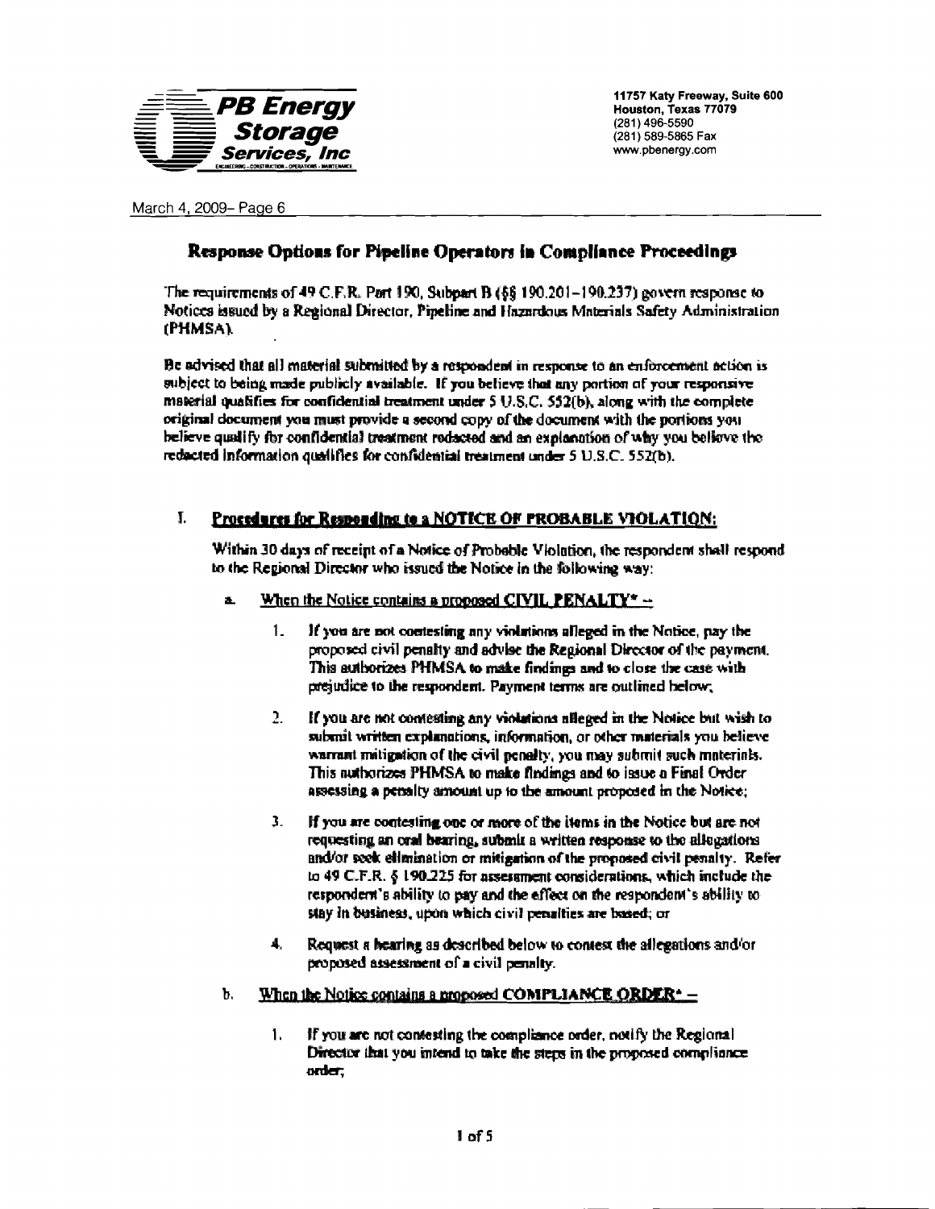PB Energy Storage Services, Inc

11757 Katy Freeway, Suite 600
Houston, Texas 77079
(281) 496-5590
(281) 589-5865 Fax
www.pbenergy.com

March 4, 2009– Page 6

## Response Options for Pipeline Operators in Compliance Proceedings

The requirements of 49 C.F.R. Part 190, Subpart B (§§ 190.201–190.237) govern response to Notices issued by a Regional Director, Pipeline and Hazardous Materials Safety Administration (PHMSA).

Be advised that all material submitted by a respondent in response to an enforcement action is subject to being made publicly available. If you believe that any portion of your responsive material qualifies for confidential treatment under 5 U.S.C. 552(b), along with the complete original document you must provide a second copy of the document with the portions you believe qualify for confidential treatment redacted and an explanation of why you believe the redacted information qualifies for confidential treatment under 5 U.S.C. 552(b).

### I. Procedures for Responding to a NOTICE OF PROBABLE VIOLATION:

Within 30 days of receipt of a Notice of Probable Violation, the respondent shall respond to the Regional Director who issued the Notice in the following way:

a. When the Notice contains a proposed **CIVIL PENALTY*** –

1. If you are not contesting any violations alleged in the Notice, pay the proposed civil penalty and advise the Regional Director of the payment. This authorizes PHMSA to make findings and to close the case with prejudice to the respondent. Payment terms are outlined below;

2. If you are not contesting any violations alleged in the Notice but wish to submit written explanations, information, or other materials you believe warrant mitigation of the civil penalty, you may submit such materials. This authorizes PHMSA to make findings and to issue a Final Order assessing a penalty amount up to the amount proposed in the Notice;

3. If you are contesting one or more of the items in the Notice but are not requesting an oral hearing, submit a written response to the allegations and/or seek elimination or mitigation of the proposed civil penalty. Refer to 49 C.F.R. § 190.225 for assessment considerations, which include the respondent's ability to pay and the effect on the respondent's ability to stay in business, upon which civil penalties are based; or

4. Request a hearing as described below to contest the allegations and/or proposed assessment of a civil penalty.

b. When the Notice contains a proposed **COMPLIANCE ORDER*** –

1. If you are not contesting the compliance order, notify the Regional Director that you intend to take the steps in the proposed compliance order;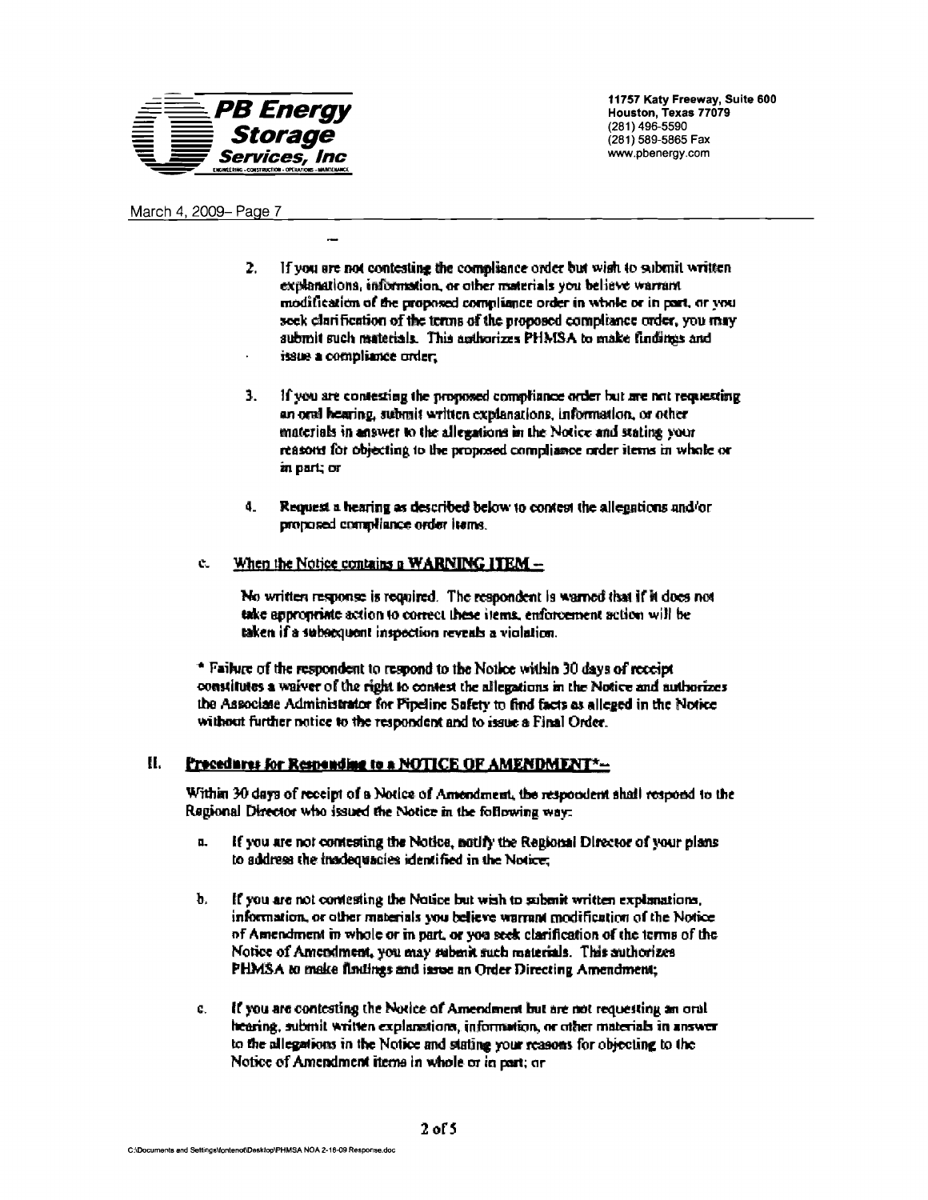2. If you are not contesting the compliance order but wish to submit written explanations, information, or other materials you believe warrant modification of the proposed compliance order in whole or in part, or you seek clarification of the terms of the proposed compliance order, you may submit such materials. This authorizes PHMSA to make findings and issue a compliance order;

3. If you are contesting the proposed compliance order but are not requesting an oral hearing, submit written explanations, information, or other materials in answer to the allegations in the Notice and stating your reasons for objecting to the proposed compliance order items in whole or in part; or

4. Request a hearing as described below to contest the allegations and/or proposed compliance order items.

c. When the Notice contains a **WARNING ITEM** –

No written response is required. The respondent is warned that if it does not take appropriate action to correct these items, enforcement action will be taken if a subsequent inspection reveals a violation.

* Failure of the respondent to respond to the Notice within 30 days of receipt constitutes a waiver of the right to contest the allegations in the Notice and authorizes the Associate Administrator for Pipeline Safety to find facts as alleged in the Notice without further notice to the respondent and to issue a Final Order.

## II. Procedures for Responding to a NOTICE OF AMENDMENT*–

Within 30 days of receipt of a Notice of Amendment, the respondent shall respond to the Regional Director who issued the Notice in the following way:

a. If you are not contesting the Notice, notify the Regional Director of your plans to address the inadequacies identified in the Notice;

b. If you are not contesting the Notice but wish to submit written explanations, information, or other materials you believe warrant modification of the Notice of Amendment in whole or in part, or you seek clarification of the terms of the Notice of Amendment, you may submit such materials. This authorizes PHMSA to make findings and issue an Order Directing Amendment;

c. If you are contesting the Notice of Amendment but are not requesting an oral hearing, submit written explanations, information, or other materials in answer to the allegations in the Notice and stating your reasons for objecting to the Notice of Amendment items in whole or in part; or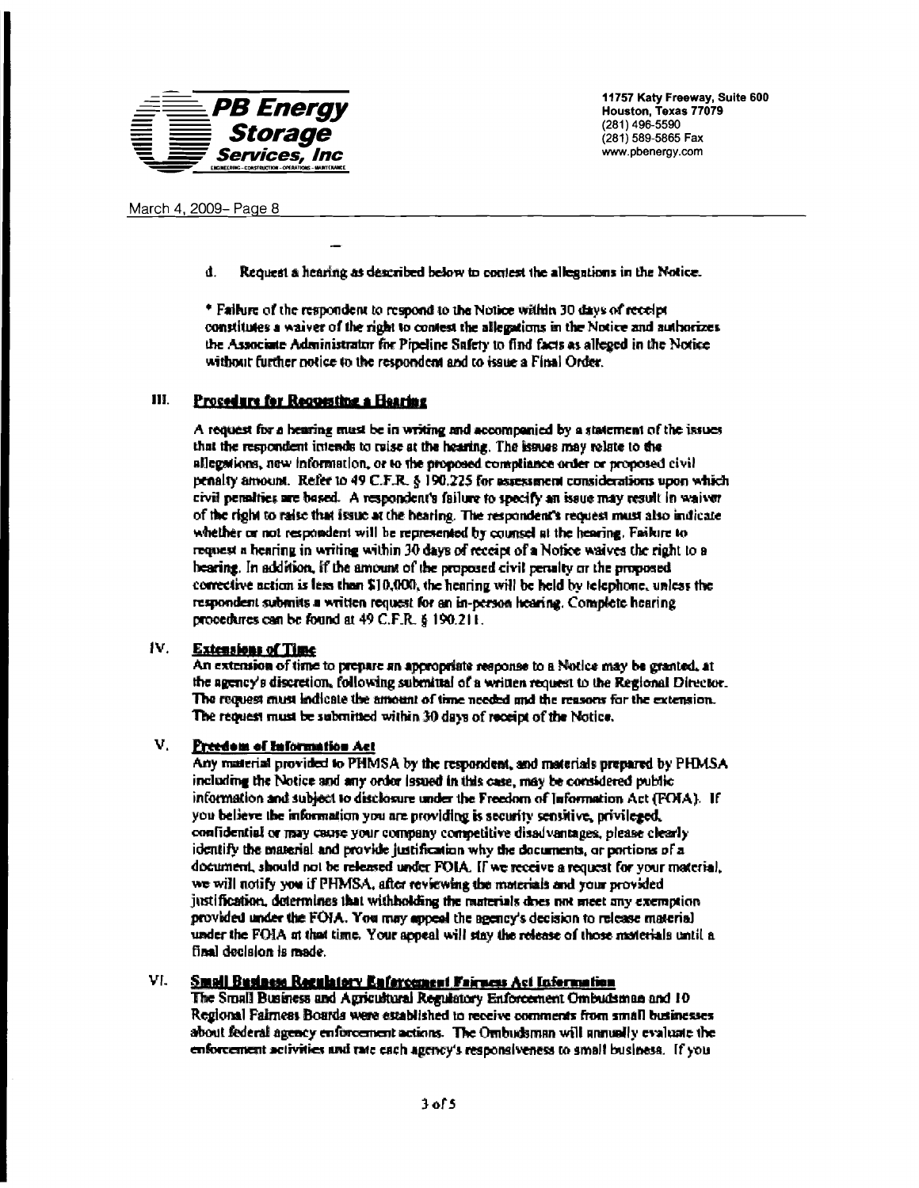d. Request a hearing as described below to contest the allegations in the Notice.

* Failure of the respondent to respond to the Notice within 30 days of receipt constitutes a waiver of the right to contest the allegations in the Notice and authorizes the Associate Administrator for Pipeline Safety to find facts as alleged in the Notice without further notice to the respondent and to issue a Final Order.

## III. Procedure for Requesting a Hearing

A request for a hearing must be in writing and accompanied by a statement of the issues that the respondent intends to raise at the hearing. The issues may relate to the allegations, new information, or to the proposed compliance order or proposed civil penalty amount. Refer to 49 C.F.R. § 190.225 for assessment considerations upon which civil penalties are based. A respondent's failure to specify an issue may result in waiver of the right to raise that issue at the hearing. The respondent's request must also indicate whether or not respondent will be represented by counsel at the hearing. Failure to request a hearing in writing within 30 days of receipt of a Notice waives the right to a hearing. In addition, if the amount of the proposed civil penalty or the proposed corrective action is less than $10,000, the hearing will be held by telephone, unless the respondent submits a written request for an in-person hearing. Complete hearing procedures can be found at 49 C.F.R. § 190.211.

## IV. Extensions of Time

An extension of time to prepare an appropriate response to a Notice may be granted, at the agency's discretion, following submittal of a written request to the Regional Director. The request must indicate the amount of time needed and the reasons for the extension. The request must be submitted within 30 days of receipt of the Notice.

## V. Freedom of Information Act

Any material provided to PHMSA by the respondent, and materials prepared by PHMSA including the Notice and any order issued in this case, may be considered public information and subject to disclosure under the Freedom of Information Act (FOIA). If you believe the information you are providing is security sensitive, privileged, confidential or may cause your company competitive disadvantages, please clearly identify the material and provide justification why the documents, or portions of a document, should not be released under FOIA. If we receive a request for your material, we will notify you if PHMSA, after reviewing the materials and your provided justification, determines that withholding the materials does not meet any exemption provided under the FOIA. You may appeal the agency's decision to release material under the FOIA at that time. Your appeal will stay the release of those materials until a final decision is made.

## VI. Small Business Regulatory Enforcement Fairness Act Information

The Small Business and Agricultural Regulatory Enforcement Ombudsman and 10 Regional Fairness Boards were established to receive comments from small businesses about federal agency enforcement actions. The Ombudsman will annually evaluate the enforcement activities and rate each agency's responsiveness to small business. If you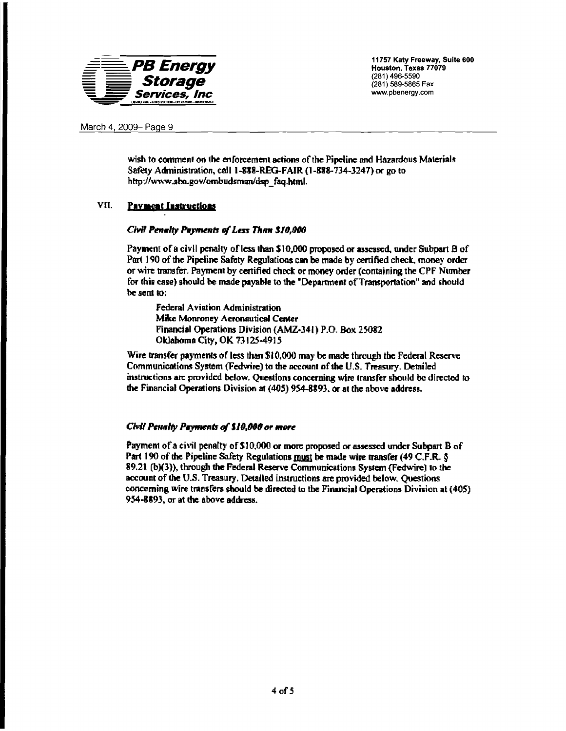wish to comment on the enforcement actions of the Pipeline and Hazardous Materials Safety Administration, call 1-888-REG-FAIR (1-888-734-3247) or go to http://www.sba.gov/ombudsman/dsp_faq.html.

## VII. Payment Instructions

***Civil Penalty Payments of Less Than $10,000***

Payment of a civil penalty of less than $10,000 proposed or assessed, under Subpart B of Part 190 of the Pipeline Safety Regulations can be made by certified check, money order or wire transfer. Payment by certified check or money order (containing the CPF Number for this case) should be made payable to the "Department of Transportation" and should be sent to:

> Federal Aviation Administration
> Mike Monroney Aeronautical Center
> Financial Operations Division (AMZ-341) P.O. Box 25082
> Oklahoma City, OK 73125-4915

Wire transfer payments of less than $10,000 may be made through the Federal Reserve Communications System (Fedwire) to the account of the U.S. Treasury. Detailed instructions are provided below. Questions concerning wire transfer should be directed to the Financial Operations Division at (405) 954-8893, or at the above address.

***Civil Penalty Payments of $10,000 or more***

Payment of a civil penalty of $10,000 or more proposed or assessed under Subpart B of Part 190 of the Pipeline Safety Regulations must be made wire transfer (49 C.F.R. § 89.21 (b)(3)), through the Federal Reserve Communications System (Fedwire) to the account of the U.S. Treasury. Detailed instructions are provided below. Questions concerning wire transfers should be directed to the Financial Operations Division at (405) 954-8893, or at the above address.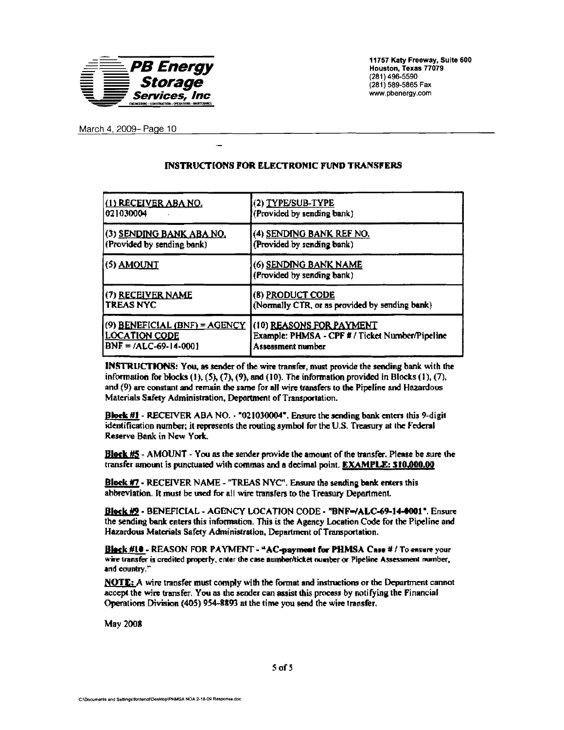PB Energy Storage Services, Inc

ENGINEERING - CONSTRUCTION - OPERATIONS - MAINTENANCE

11757 Katy Freeway, Suite 600
Houston, Texas 77079
(281) 496-5590
(281) 589-5865 Fax
www.pbenergy.com

March 4, 2009– Page 10

## INSTRUCTIONS FOR ELECTRONIC FUND TRANSFERS

| | |
|---|---|
| (1) RECEIVER ABA NO.<br>021030004 | (2) TYPE/SUB-TYPE<br>(Provided by sending bank) |
| (3) SENDING BANK ABA NO.<br>(Provided by sending bank) | (4) SENDING BANK REF NO.<br>(Provided by sending bank) |
| (5) AMOUNT | (6) SENDING BANK NAME<br>(Provided by sending bank) |
| (7) RECEIVER NAME<br>TREAS NYC | (8) PRODUCT CODE<br>(Normally CTR, or as provided by sending bank) |
| (9) BENEFICIAL (BNF) = AGENCY LOCATION CODE<br>BNF = /ALC-69-14-0001 | (10) REASONS FOR PAYMENT<br>Example: PHMSA - CPF # / Ticket Number/Pipeline Assessment number |

**INSTRUCTIONS:** You, as sender of the wire transfer, must provide the sending bank with the information for blocks (1), (5), (7), (9), and (10). The information provided in Blocks (1), (7), and (9) are constant and remain the same for all wire transfers to the Pipeline and Hazardous Materials Safety Administration, Department of Transportation.

**Block #1** - RECEIVER ABA NO. - "021030004". Ensure the sending bank enters this 9-digit identification number; it represents the routing symbol for the U.S. Treasury at the Federal Reserve Bank in New York.

**Block #5** - AMOUNT - You as the sender provide the amount of the transfer. Please be sure the transfer amount is punctuated with commas and a decimal point. **EXAMPLE: $10,000.00**

**Block #7** - RECEIVER NAME - "TREAS NYC". Ensure the sending bank enters this abbreviation. It must be used for all wire transfers to the Treasury Department.

**Block #9** - BENEFICIAL - AGENCY LOCATION CODE - "BNF=/ALC-69-14-0001". Ensure the sending bank enters this information. This is the Agency Location Code for the Pipeline and Hazardous Materials Safety Administration, Department of Transportation.

**Block #10** - REASON FOR PAYMENT - "AC-payment for PHMSA Case # / To ensure your wire transfer is credited properly, enter the case number/ticket number or Pipeline Assessment number, and country."

**NOTE:** A wire transfer must comply with the format and instructions or the Department cannot accept the wire transfer. You as the sender can assist this process by notifying the Financial Operations Division (405) 954-8893 at the time you send the wire transfer.

May 2008